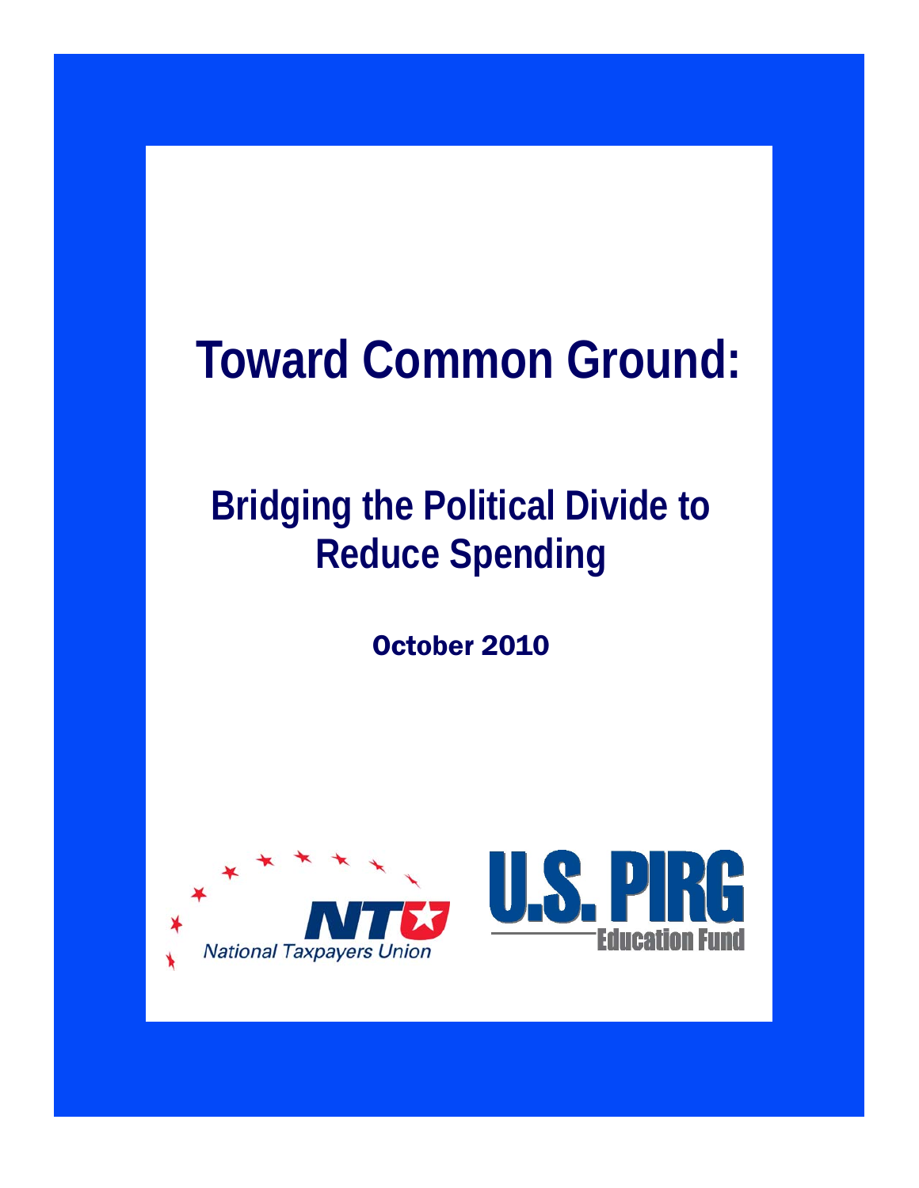# Toward Common Ground:

## Bridging the Political Divide to Reduce Spending

October 2010

National Taxpayers Union

U.S. PIRG Education Fund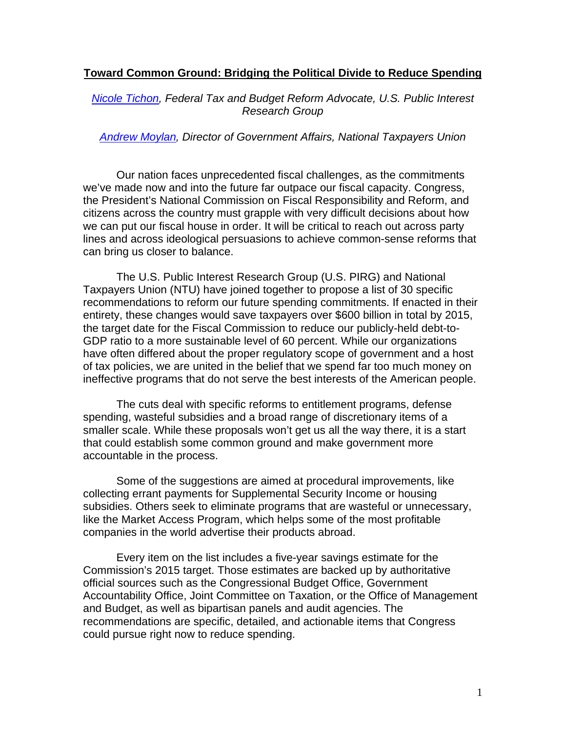**Toward Common Ground: Bridging the Political Divide to Reduce Spending**

*[Nicole Tichon](), Federal Tax and Budget Reform Advocate, U.S. Public Interest Research Group*

*[Andrew Moylan](), Director of Government Affairs, National Taxpayers Union*

Our nation faces unprecedented fiscal challenges, as the commitments we've made now and into the future far outpace our fiscal capacity. Congress, the President's National Commission on Fiscal Responsibility and Reform, and citizens across the country must grapple with very difficult decisions about how we can put our fiscal house in order. It will be critical to reach out across party lines and across ideological persuasions to achieve common-sense reforms that can bring us closer to balance.

The U.S. Public Interest Research Group (U.S. PIRG) and National Taxpayers Union (NTU) have joined together to propose a list of 30 specific recommendations to reform our future spending commitments. If enacted in their entirety, these changes would save taxpayers over $600 billion in total by 2015, the target date for the Fiscal Commission to reduce our publicly-held debt-to-GDP ratio to a more sustainable level of 60 percent. While our organizations have often differed about the proper regulatory scope of government and a host of tax policies, we are united in the belief that we spend far too much money on ineffective programs that do not serve the best interests of the American people.

The cuts deal with specific reforms to entitlement programs, defense spending, wasteful subsidies and a broad range of discretionary items of a smaller scale. While these proposals won't get us all the way there, it is a start that could establish some common ground and make government more accountable in the process.

Some of the suggestions are aimed at procedural improvements, like collecting errant payments for Supplemental Security Income or housing subsidies. Others seek to eliminate programs that are wasteful or unnecessary, like the Market Access Program, which helps some of the most profitable companies in the world advertise their products abroad.

Every item on the list includes a five-year savings estimate for the Commission's 2015 target. Those estimates are backed up by authoritative official sources such as the Congressional Budget Office, Government Accountability Office, Joint Committee on Taxation, or the Office of Management and Budget, as well as bipartisan panels and audit agencies. The recommendations are specific, detailed, and actionable items that Congress could pursue right now to reduce spending.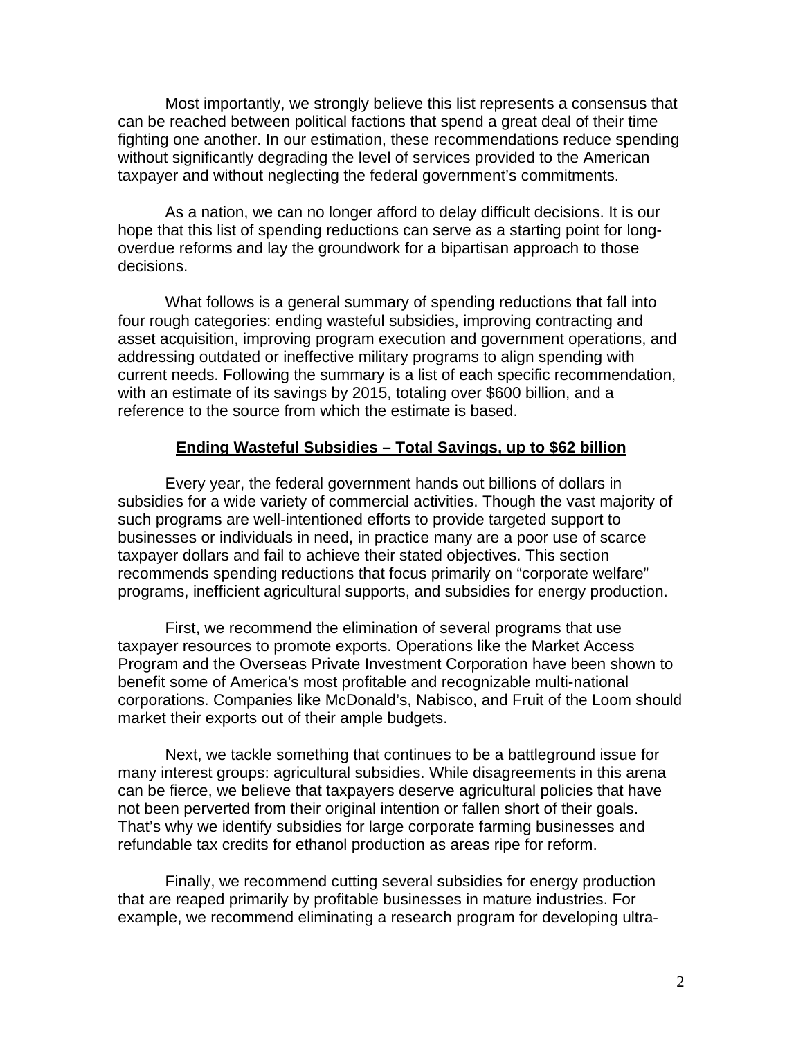Most importantly, we strongly believe this list represents a consensus that can be reached between political factions that spend a great deal of their time fighting one another. In our estimation, these recommendations reduce spending without significantly degrading the level of services provided to the American taxpayer and without neglecting the federal government's commitments.

As a nation, we can no longer afford to delay difficult decisions. It is our hope that this list of spending reductions can serve as a starting point for long-overdue reforms and lay the groundwork for a bipartisan approach to those decisions.

What follows is a general summary of spending reductions that fall into four rough categories: ending wasteful subsidies, improving contracting and asset acquisition, improving program execution and government operations, and addressing outdated or ineffective military programs to align spending with current needs. Following the summary is a list of each specific recommendation, with an estimate of its savings by 2015, totaling over $600 billion, and a reference to the source from which the estimate is based.

## Ending Wasteful Subsidies – Total Savings, up to $62 billion

Every year, the federal government hands out billions of dollars in subsidies for a wide variety of commercial activities. Though the vast majority of such programs are well-intentioned efforts to provide targeted support to businesses or individuals in need, in practice many are a poor use of scarce taxpayer dollars and fail to achieve their stated objectives. This section recommends spending reductions that focus primarily on "corporate welfare" programs, inefficient agricultural supports, and subsidies for energy production.

First, we recommend the elimination of several programs that use taxpayer resources to promote exports. Operations like the Market Access Program and the Overseas Private Investment Corporation have been shown to benefit some of America's most profitable and recognizable multi-national corporations. Companies like McDonald's, Nabisco, and Fruit of the Loom should market their exports out of their ample budgets.

Next, we tackle something that continues to be a battleground issue for many interest groups: agricultural subsidies. While disagreements in this arena can be fierce, we believe that taxpayers deserve agricultural policies that have not been perverted from their original intention or fallen short of their goals. That's why we identify subsidies for large corporate farming businesses and refundable tax credits for ethanol production as areas ripe for reform.

Finally, we recommend cutting several subsidies for energy production that are reaped primarily by profitable businesses in mature industries. For example, we recommend eliminating a research program for developing ultra-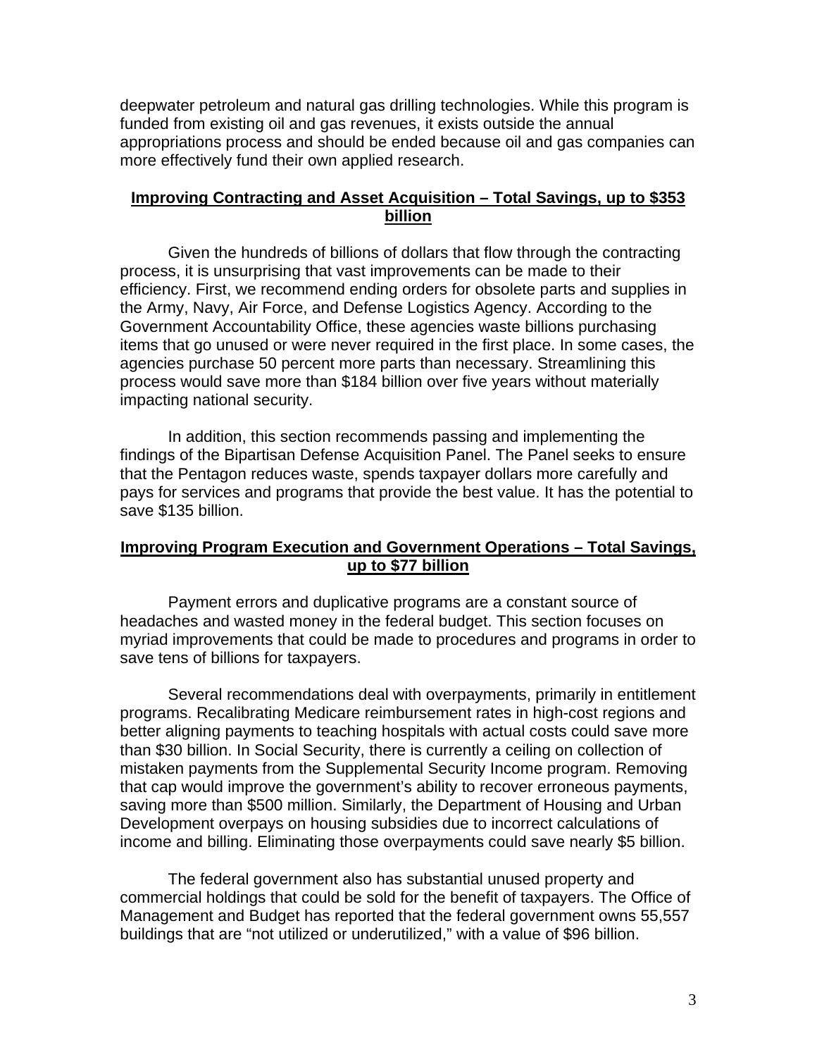deepwater petroleum and natural gas drilling technologies. While this program is funded from existing oil and gas revenues, it exists outside the annual appropriations process and should be ended because oil and gas companies can more effectively fund their own applied research.

## Improving Contracting and Asset Acquisition – Total Savings, up to $353 billion

Given the hundreds of billions of dollars that flow through the contracting process, it is unsurprising that vast improvements can be made to their efficiency. First, we recommend ending orders for obsolete parts and supplies in the Army, Navy, Air Force, and Defense Logistics Agency. According to the Government Accountability Office, these agencies waste billions purchasing items that go unused or were never required in the first place. In some cases, the agencies purchase 50 percent more parts than necessary. Streamlining this process would save more than $184 billion over five years without materially impacting national security.

In addition, this section recommends passing and implementing the findings of the Bipartisan Defense Acquisition Panel. The Panel seeks to ensure that the Pentagon reduces waste, spends taxpayer dollars more carefully and pays for services and programs that provide the best value. It has the potential to save $135 billion.

## Improving Program Execution and Government Operations – Total Savings, up to $77 billion

Payment errors and duplicative programs are a constant source of headaches and wasted money in the federal budget. This section focuses on myriad improvements that could be made to procedures and programs in order to save tens of billions for taxpayers.

Several recommendations deal with overpayments, primarily in entitlement programs. Recalibrating Medicare reimbursement rates in high-cost regions and better aligning payments to teaching hospitals with actual costs could save more than $30 billion. In Social Security, there is currently a ceiling on collection of mistaken payments from the Supplemental Security Income program. Removing that cap would improve the government's ability to recover erroneous payments, saving more than $500 million. Similarly, the Department of Housing and Urban Development overpays on housing subsidies due to incorrect calculations of income and billing. Eliminating those overpayments could save nearly $5 billion.

The federal government also has substantial unused property and commercial holdings that could be sold for the benefit of taxpayers. The Office of Management and Budget has reported that the federal government owns 55,557 buildings that are "not utilized or underutilized," with a value of $96 billion.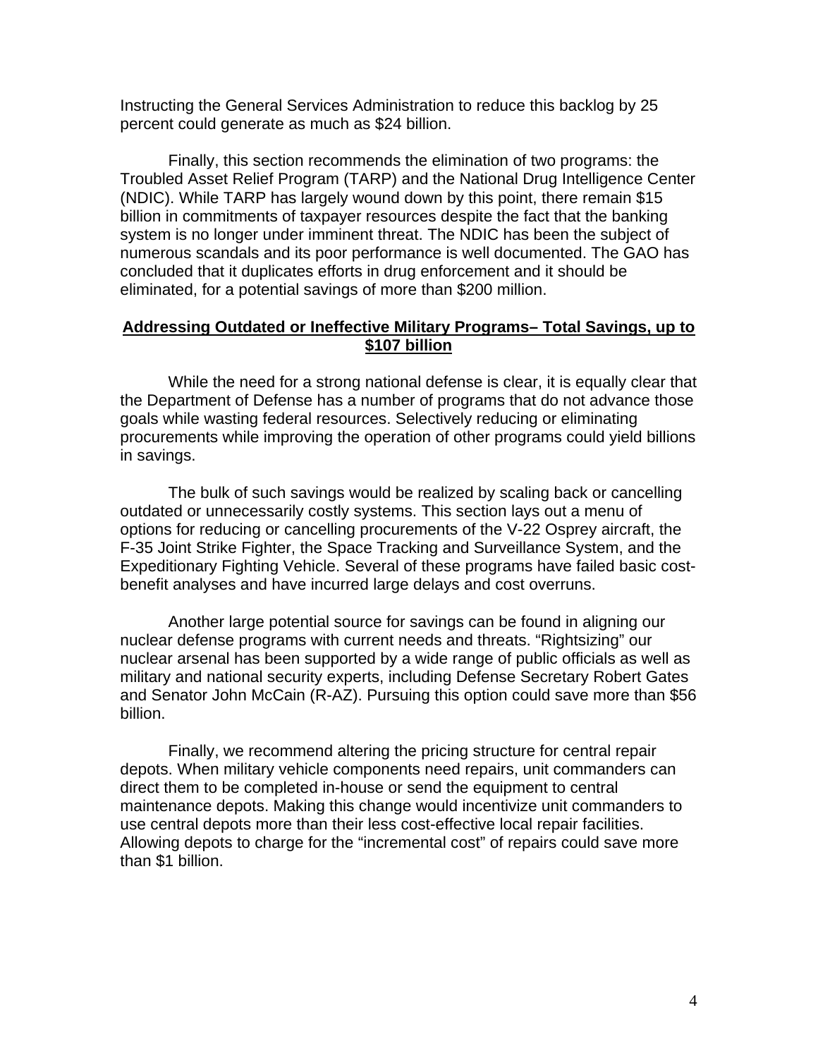Instructing the General Services Administration to reduce this backlog by 25 percent could generate as much as $24 billion.

Finally, this section recommends the elimination of two programs: the Troubled Asset Relief Program (TARP) and the National Drug Intelligence Center (NDIC). While TARP has largely wound down by this point, there remain $15 billion in commitments of taxpayer resources despite the fact that the banking system is no longer under imminent threat. The NDIC has been the subject of numerous scandals and its poor performance is well documented. The GAO has concluded that it duplicates efforts in drug enforcement and it should be eliminated, for a potential savings of more than $200 million.

**Addressing Outdated or Ineffective Military Programs– Total Savings, up to $107 billion**

While the need for a strong national defense is clear, it is equally clear that the Department of Defense has a number of programs that do not advance those goals while wasting federal resources. Selectively reducing or eliminating procurements while improving the operation of other programs could yield billions in savings.

The bulk of such savings would be realized by scaling back or cancelling outdated or unnecessarily costly systems. This section lays out a menu of options for reducing or cancelling procurements of the V-22 Osprey aircraft, the F-35 Joint Strike Fighter, the Space Tracking and Surveillance System, and the Expeditionary Fighting Vehicle. Several of these programs have failed basic cost-benefit analyses and have incurred large delays and cost overruns.

Another large potential source for savings can be found in aligning our nuclear defense programs with current needs and threats. "Rightsizing" our nuclear arsenal has been supported by a wide range of public officials as well as military and national security experts, including Defense Secretary Robert Gates and Senator John McCain (R-AZ). Pursuing this option could save more than $56 billion.

Finally, we recommend altering the pricing structure for central repair depots. When military vehicle components need repairs, unit commanders can direct them to be completed in-house or send the equipment to central maintenance depots. Making this change would incentivize unit commanders to use central depots more than their less cost-effective local repair facilities. Allowing depots to charge for the "incremental cost" of repairs could save more than $1 billion.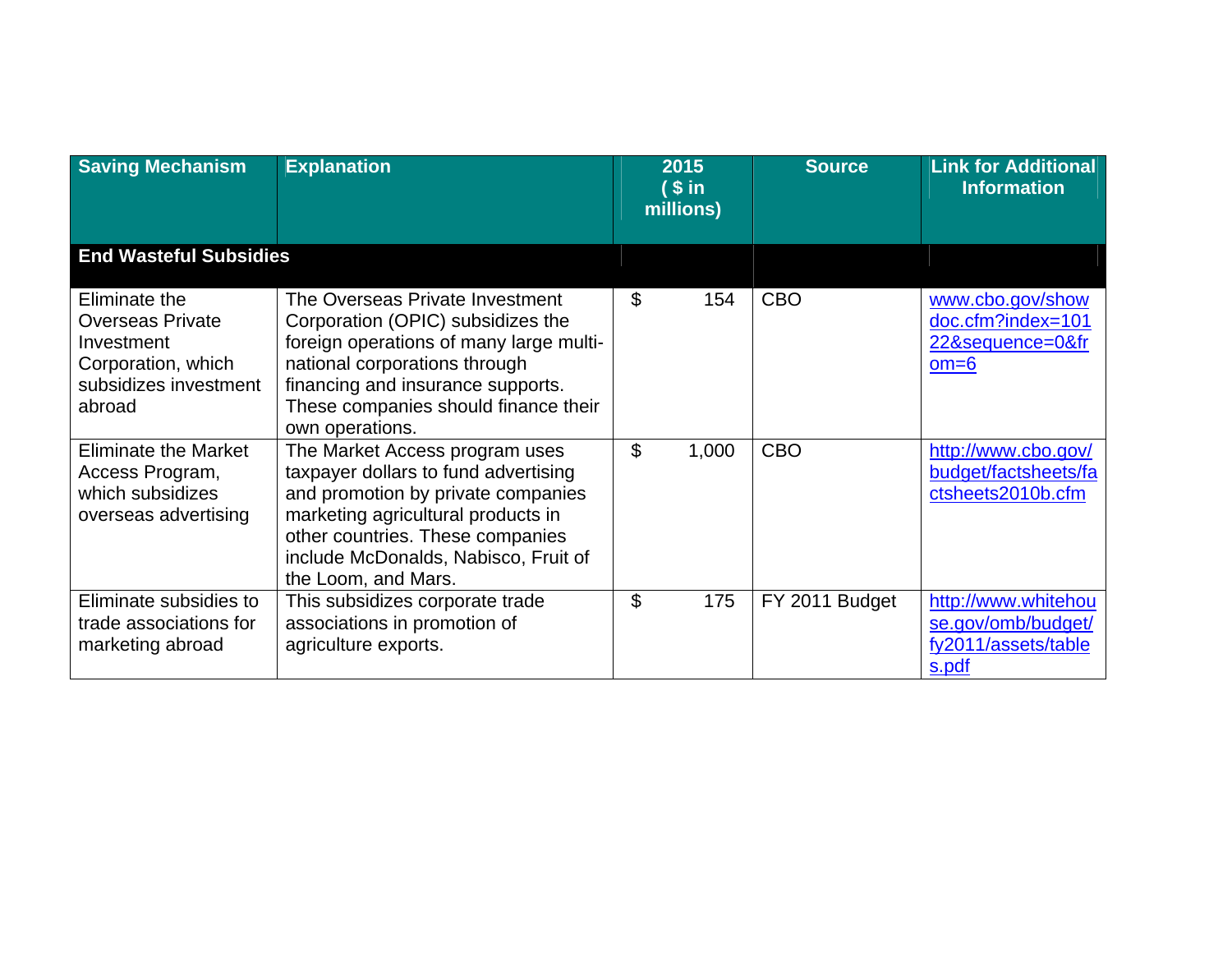| Saving Mechanism | Explanation | 2015 ( $ in millions) | Source | Link for Additional Information |
|---|---|---|---|---|
| **End Wasteful Subsidies** | | | | |
| Eliminate the Overseas Private Investment Corporation, which subsidizes investment abroad | The Overseas Private Investment Corporation (OPIC) subsidizes the foreign operations of many large multi-national corporations through financing and insurance supports. These companies should finance their own operations. | $ 154 | CBO | www.cbo.gov/showdoc.cfm?index=10122&sequence=0&from=6 |
| Eliminate the Market Access Program, which subsidizes overseas advertising | The Market Access program uses taxpayer dollars to fund advertising and promotion by private companies marketing agricultural products in other countries. These companies include McDonalds, Nabisco, Fruit of the Loom, and Mars. | $ 1,000 | CBO | http://www.cbo.gov/budget/factsheets/factsheets2010b.cfm |
| Eliminate subsidies to trade associations for marketing abroad | This subsidizes corporate trade associations in promotion of agriculture exports. | $ 175 | FY 2011 Budget | http://www.whitehouse.gov/omb/budget/fy2011/assets/tables.pdf |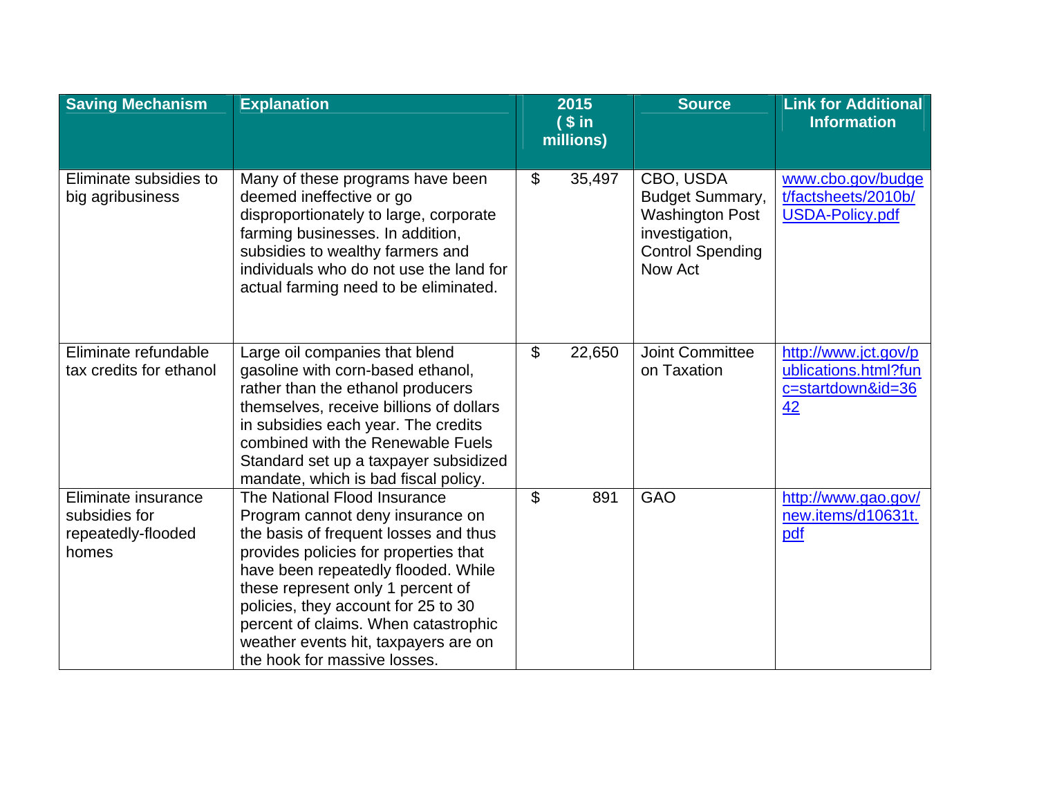| Saving Mechanism | Explanation | 2015 ( $ in millions) | Source | Link for Additional Information |
|---|---|---|---|---|
| Eliminate subsidies to big agribusiness | Many of these programs have been deemed ineffective or go disproportionately to large, corporate farming businesses. In addition, subsidies to wealthy farmers and individuals who do not use the land for actual farming need to be eliminated. | $ 35,497 | CBO, USDA Budget Summary, Washington Post investigation, Control Spending Now Act | www.cbo.gov/budget/factsheets/2010b/USDA-Policy.pdf |
| Eliminate refundable tax credits for ethanol | Large oil companies that blend gasoline with corn-based ethanol, rather than the ethanol producers themselves, receive billions of dollars in subsidies each year. The credits combined with the Renewable Fuels Standard set up a taxpayer subsidized mandate, which is bad fiscal policy. | $ 22,650 | Joint Committee on Taxation | http://www.jct.gov/publications.html?func=startdown&id=3642 |
| Eliminate insurance subsidies for repeatedly-flooded homes | The National Flood Insurance Program cannot deny insurance on the basis of frequent losses and thus provides policies for properties that have been repeatedly flooded. While these represent only 1 percent of policies, they account for 25 to 30 percent of claims. When catastrophic weather events hit, taxpayers are on the hook for massive losses. | $ 891 | GAO | http://www.gao.gov/new.items/d10631t.pdf |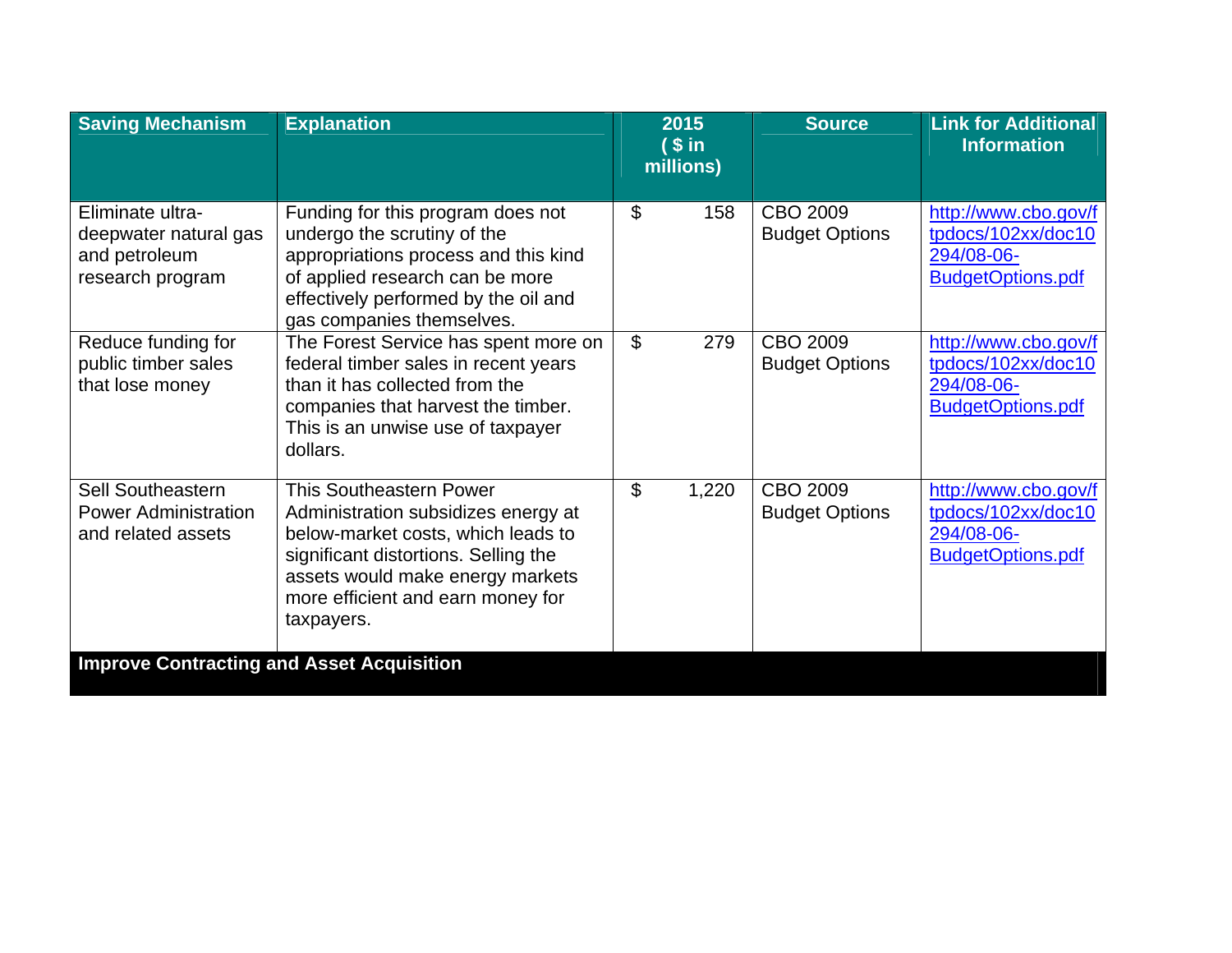| Saving Mechanism | Explanation | 2015 ( $ in millions) | Source | Link for Additional Information |
|---|---|---|---|---|
| Eliminate ultra-deepwater natural gas and petroleum research program | Funding for this program does not undergo the scrutiny of the appropriations process and this kind of applied research can be more effectively performed by the oil and gas companies themselves. | $ 158 | CBO 2009 Budget Options | http://www.cbo.gov/ftpdocs/102xx/doc10294/08-06-BudgetOptions.pdf |
| Reduce funding for public timber sales that lose money | The Forest Service has spent more on federal timber sales in recent years than it has collected from the companies that harvest the timber. This is an unwise use of taxpayer dollars. | $ 279 | CBO 2009 Budget Options | http://www.cbo.gov/ftpdocs/102xx/doc10294/08-06-BudgetOptions.pdf |
| Sell Southeastern Power Administration and related assets | This Southeastern Power Administration subsidizes energy at below-market costs, which leads to significant distortions. Selling the assets would make energy markets more efficient and earn money for taxpayers. | $ 1,220 | CBO 2009 Budget Options | http://www.cbo.gov/ftpdocs/102xx/doc10294/08-06-BudgetOptions.pdf |
| **Improve Contracting and Asset Acquisition** | | | | |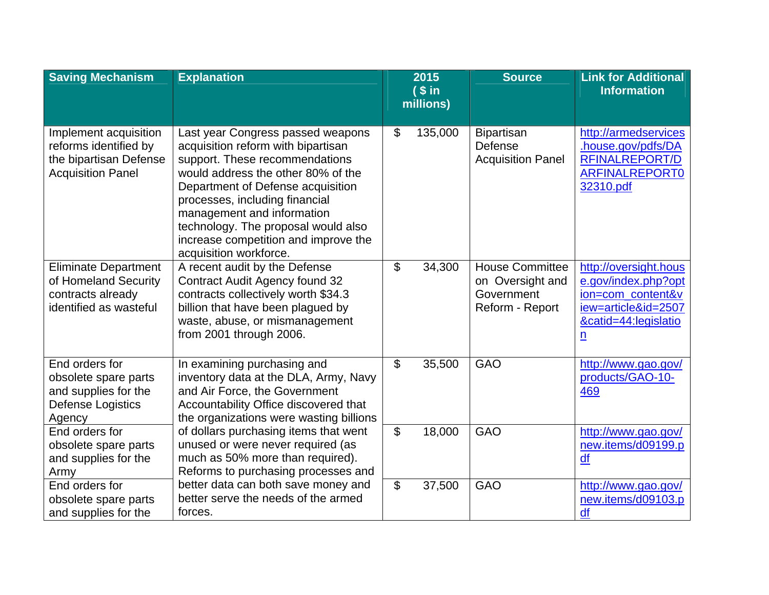| Saving Mechanism | Explanation | 2015 ( $ in millions) | Source | Link for Additional Information |
|---|---|---|---|---|
| Implement acquisition reforms identified by the bipartisan Defense Acquisition Panel | Last year Congress passed weapons acquisition reform with bipartisan support. These recommendations would address the other 80% of the Department of Defense acquisition processes, including financial management and information technology. The proposal would also increase competition and improve the acquisition workforce. | $ 135,000 | Bipartisan Defense Acquisition Panel | http://armedservices.house.gov/pdfs/DARFINALREPORT/DARFINALREPORT032310.pdf |
| Eliminate Department of Homeland Security contracts already identified as wasteful | A recent audit by the Defense Contract Audit Agency found 32 contracts collectively worth $34.3 billion that have been plagued by waste, abuse, or mismanagement from 2001 through 2006. | $ 34,300 | House Committee on Oversight and Government Reform - Report | http://oversight.house.gov/index.php?option=com_content&view=article&id=2507&catid=44:legislation |
| End orders for obsolete spare parts and supplies for the Defense Logistics Agency | In examining purchasing and inventory data at the DLA, Army, Navy and Air Force, the Government Accountability Office discovered that the organizations were wasting billions of dollars purchasing items that went unused or were never required (as much as 50% more than required). Reforms to purchasing processes and better data can both save money and better serve the needs of the armed forces. | $ 35,500 | GAO | http://www.gao.gov/products/GAO-10-469 |
| End orders for obsolete spare parts and supplies for the Army | | $ 18,000 | GAO | http://www.gao.gov/new.items/d09199.pdf |
| End orders for obsolete spare parts and supplies for the | | $ 37,500 | GAO | http://www.gao.gov/new.items/d09103.pdf |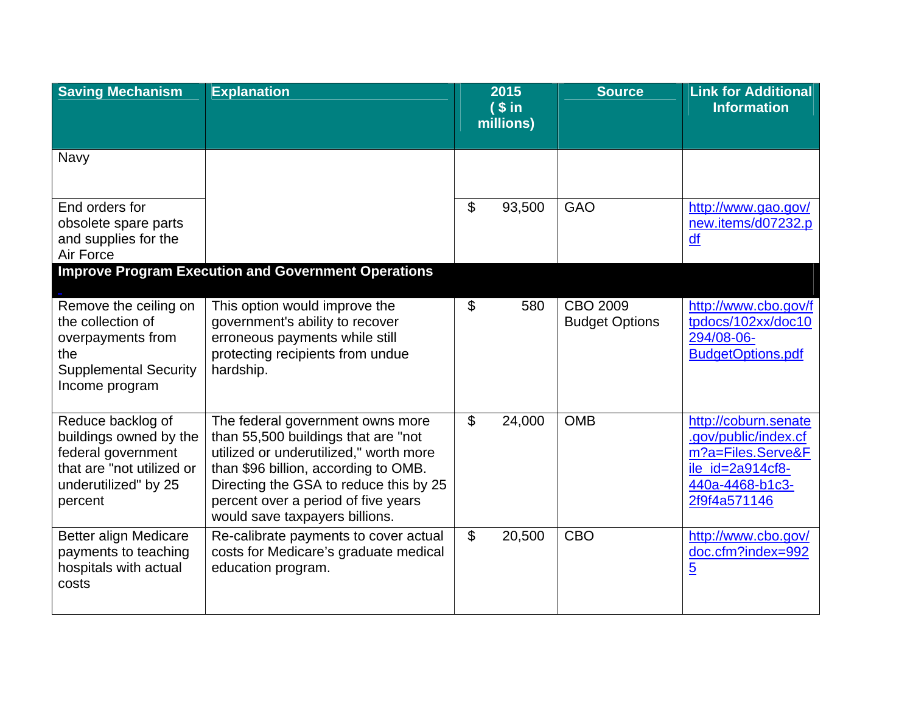| Saving Mechanism | Explanation | 2015 ( $ in millions) | Source | Link for Additional Information |
|---|---|---|---|---|
| Navy | | | | |
| End orders for obsolete spare parts and supplies for the Air Force | | $ 93,500 | GAO | http://www.gao.gov/new.items/d07232.pdf |
| **Improve Program Execution and Government Operations** | | | | |
| Remove the ceiling on the collection of overpayments from the Supplemental Security Income program | This option would improve the government's ability to recover erroneous payments while still protecting recipients from undue hardship. | $ 580 | CBO 2009 Budget Options | http://www.cbo.gov/ftpdocs/102xx/doc10294/08-06-BudgetOptions.pdf |
| Reduce backlog of buildings owned by the federal government that are "not utilized or underutilized" by 25 percent | The federal government owns more than 55,500 buildings that are "not utilized or underutilized," worth more than $96 billion, according to OMB. Directing the GSA to reduce this by 25 percent over a period of five years would save taxpayers billions. | $ 24,000 | OMB | http://coburn.senate.gov/public/index.cfm?a=Files.Serve&File_id=2a914cf8-440a-4468-b1c3-2f9f4a571146 |
| Better align Medicare payments to teaching hospitals with actual costs | Re-calibrate payments to cover actual costs for Medicare's graduate medical education program. | $ 20,500 | CBO | http://www.cbo.gov/doc.cfm?index=9925 |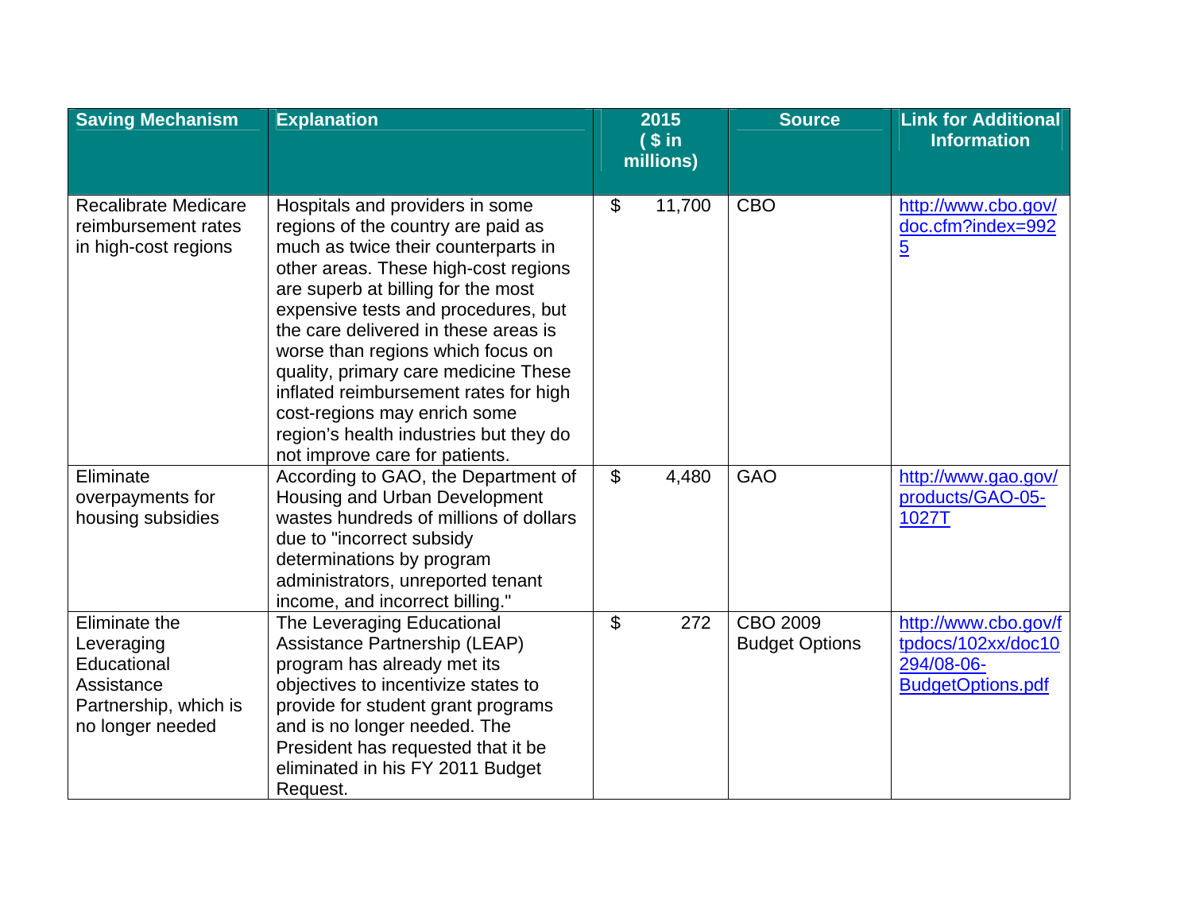| Saving Mechanism | Explanation | 2015 ( $ in millions) | Source | Link for Additional Information |
|---|---|---|---|---|
| Recalibrate Medicare reimbursement rates in high-cost regions | Hospitals and providers in some regions of the country are paid as much as twice their counterparts in other areas. These high-cost regions are superb at billing for the most expensive tests and procedures, but the care delivered in these areas is worse than regions which focus on quality, primary care medicine These inflated reimbursement rates for high cost-regions may enrich some region's health industries but they do not improve care for patients. | $ 11,700 | CBO | http://www.cbo.gov/doc.cfm?index=9925 |
| Eliminate overpayments for housing subsidies | According to GAO, the Department of Housing and Urban Development wastes hundreds of millions of dollars due to "incorrect subsidy determinations by program administrators, unreported tenant income, and incorrect billing." | $ 4,480 | GAO | http://www.gao.gov/products/GAO-05-1027T |
| Eliminate the Leveraging Educational Assistance Partnership, which is no longer needed | The Leveraging Educational Assistance Partnership (LEAP) program has already met its objectives to incentivize states to provide for student grant programs and is no longer needed. The President has requested that it be eliminated in his FY 2011 Budget Request. | $ 272 | CBO 2009 Budget Options | http://www.cbo.gov/ftpdocs/102xx/doc10294/08-06-BudgetOptions.pdf |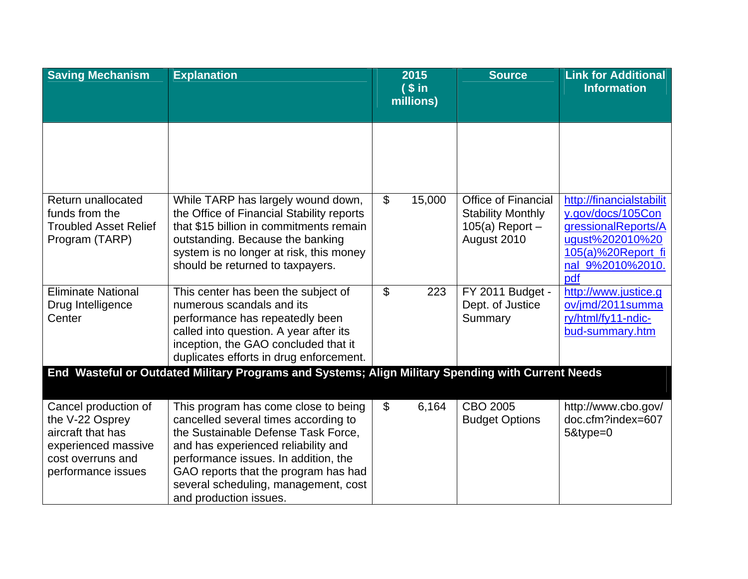| Saving Mechanism | Explanation | 2015 ( $ in millions) | Source | Link for Additional Information |
|---|---|---|---|---|
| | | | | |
| Return unallocated funds from the Troubled Asset Relief Program (TARP) | While TARP has largely wound down, the Office of Financial Stability reports that $15 billion in commitments remain outstanding. Because the banking system is no longer at risk, this money should be returned to taxpayers. | $ 15,000 | Office of Financial Stability Monthly 105(a) Report – August 2010 | http://financialstability.gov/docs/105CongressionalReports/August%202010%20105(a)%20Report_final_9%2010%2010.pdf |
| Eliminate National Drug Intelligence Center | This center has been the subject of numerous scandals and its performance has repeatedly been called into question. A year after its inception, the GAO concluded that it duplicates efforts in drug enforcement. | $ 223 | FY 2011 Budget - Dept. of Justice Summary | http://www.justice.gov/jmd/2011summary/html/fy11-ndic-bud-summary.htm |
| **End Wasteful or Outdated Military Programs and Systems; Align Military Spending with Current Needs** | | | | |
| Cancel production of the V-22 Osprey aircraft that has experienced massive cost overruns and performance issues | This program has come close to being cancelled several times according to the Sustainable Defense Task Force, and has experienced reliability and performance issues. In addition, the GAO reports that the program has had several scheduling, management, cost and production issues. | $ 6,164 | CBO 2005 Budget Options | http://www.cbo.gov/doc.cfm?index=6075&type=0 |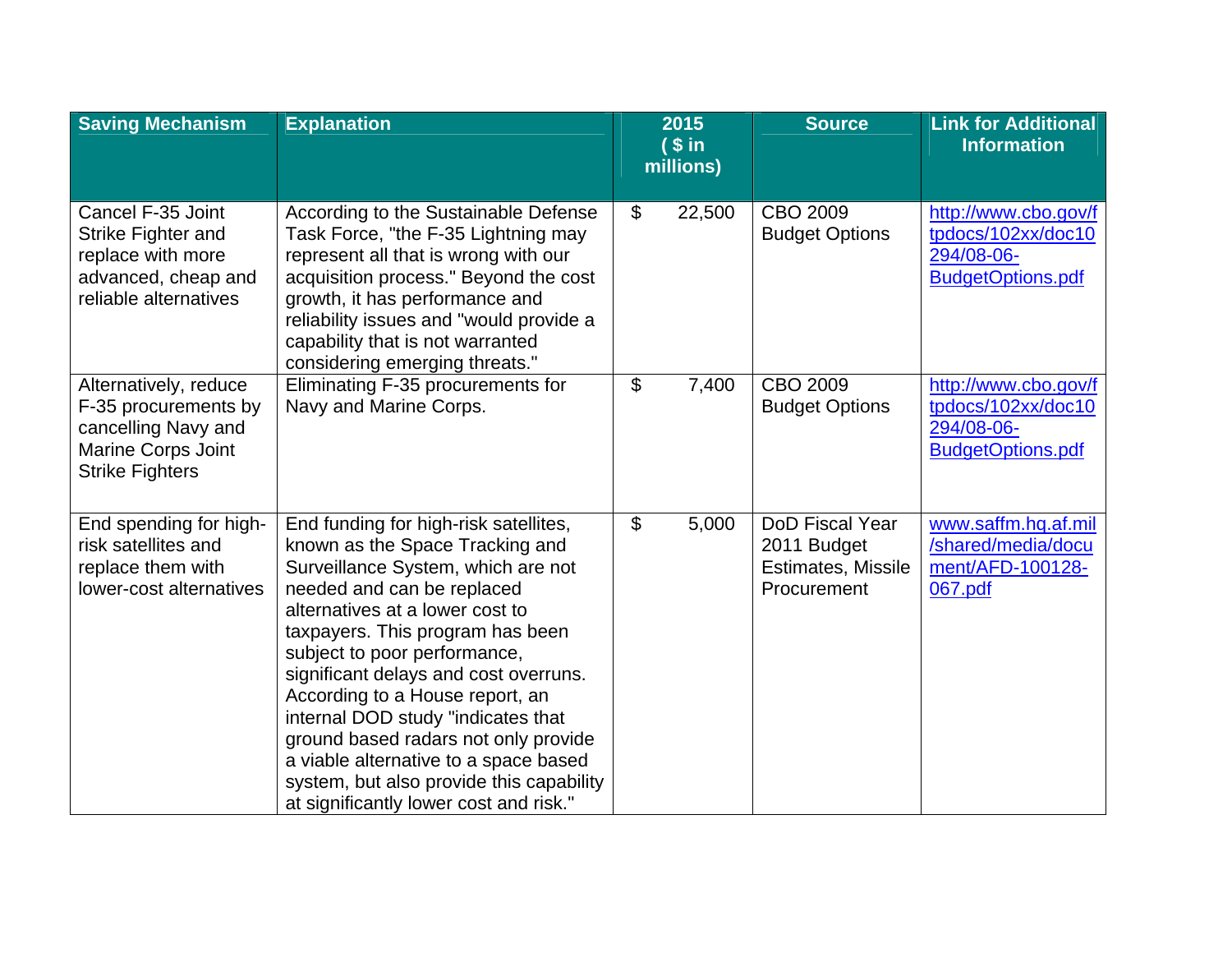| Saving Mechanism | Explanation | 2015 ( $ in millions) | Source | Link for Additional Information |
|---|---|---|---|---|
| Cancel F-35 Joint Strike Fighter and replace with more advanced, cheap and reliable alternatives | According to the Sustainable Defense Task Force, "the F-35 Lightning may represent all that is wrong with our acquisition process." Beyond the cost growth, it has performance and reliability issues and "would provide a capability that is not warranted considering emerging threats." | $ 22,500 | CBO 2009 Budget Options | http://www.cbo.gov/ftpdocs/102xx/doc10294/08-06-BudgetOptions.pdf |
| Alternatively, reduce F-35 procurements by cancelling Navy and Marine Corps Joint Strike Fighters | Eliminating F-35 procurements for Navy and Marine Corps. | $ 7,400 | CBO 2009 Budget Options | http://www.cbo.gov/ftpdocs/102xx/doc10294/08-06-BudgetOptions.pdf |
| End spending for high-risk satellites and replace them with lower-cost alternatives | End funding for high-risk satellites, known as the Space Tracking and Surveillance System, which are not needed and can be replaced alternatives at a lower cost to taxpayers. This program has been subject to poor performance, significant delays and cost overruns. According to a House report, an internal DOD study "indicates that ground based radars not only provide a viable alternative to a space based system, but also provide this capability at significantly lower cost and risk." | $ 5,000 | DoD Fiscal Year 2011 Budget Estimates, Missile Procurement | www.saffm.hq.af.mil/shared/media/document/AFD-100128-067.pdf |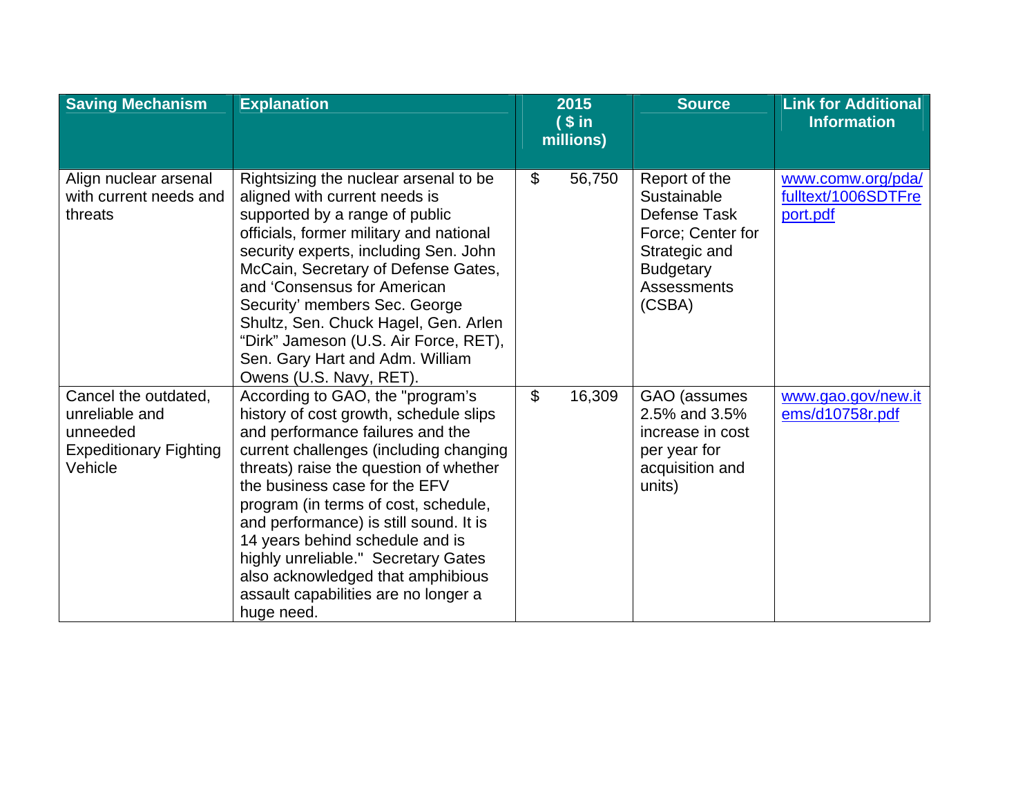| Saving Mechanism | Explanation | 2015 ( $ in millions) | Source | Link for Additional Information |
|---|---|---|---|---|
| Align nuclear arsenal with current needs and threats | Rightsizing the nuclear arsenal to be aligned with current needs is supported by a range of public officials, former military and national security experts, including Sen. John McCain, Secretary of Defense Gates, and 'Consensus for American Security' members Sec. George Shultz, Sen. Chuck Hagel, Gen. Arlen "Dirk" Jameson (U.S. Air Force, RET), Sen. Gary Hart and Adm. William Owens (U.S. Navy, RET). | $ 56,750 | Report of the Sustainable Defense Task Force; Center for Strategic and Budgetary Assessments (CSBA) | www.comw.org/pda/fulltext/1006SDTFreport.pdf |
| Cancel the outdated, unreliable and unneeded Expeditionary Fighting Vehicle | According to GAO, the "program's history of cost growth, schedule slips and performance failures and the current challenges (including changing threats) raise the question of whether the business case for the EFV program (in terms of cost, schedule, and performance) is still sound. It is 14 years behind schedule and is highly unreliable." Secretary Gates also acknowledged that amphibious assault capabilities are no longer a huge need. | $ 16,309 | GAO (assumes 2.5% and 3.5% increase in cost per year for acquisition and units) | www.gao.gov/new.items/d10758r.pdf |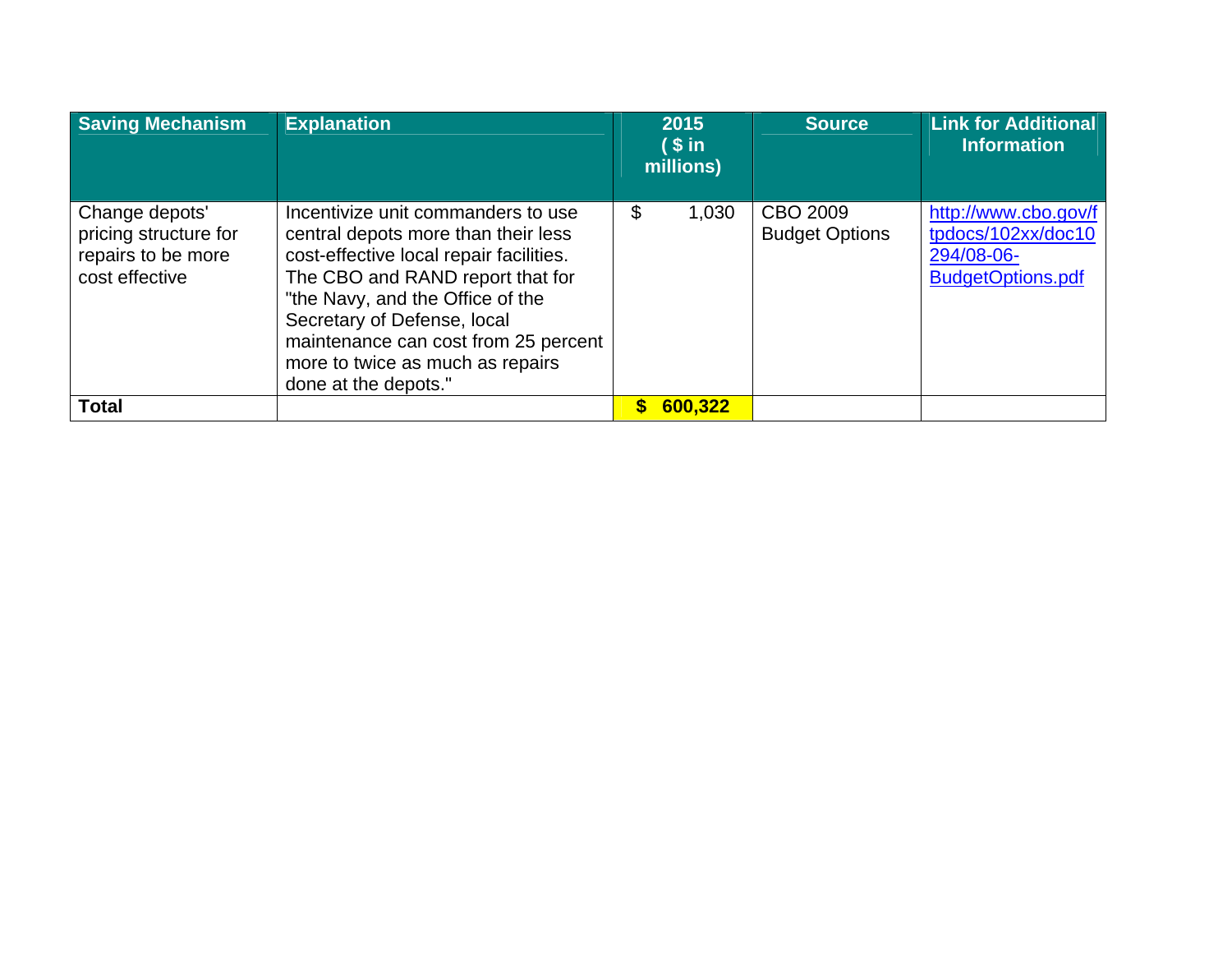| Saving Mechanism | Explanation | 2015 ( $ in millions) | Source | Link for Additional Information |
|---|---|---|---|---|
| Change depots' pricing structure for repairs to be more cost effective | Incentivize unit commanders to use central depots more than their less cost-effective local repair facilities. The CBO and RAND report that for "the Navy, and the Office of the Secretary of Defense, local maintenance can cost from 25 percent more to twice as much as repairs done at the depots." | $ 1,030 | CBO 2009 Budget Options | http://www.cbo.gov/ftpdocs/102xx/doc10294/08-06-BudgetOptions.pdf |
| **Total** | | **$ 600,322** | | |